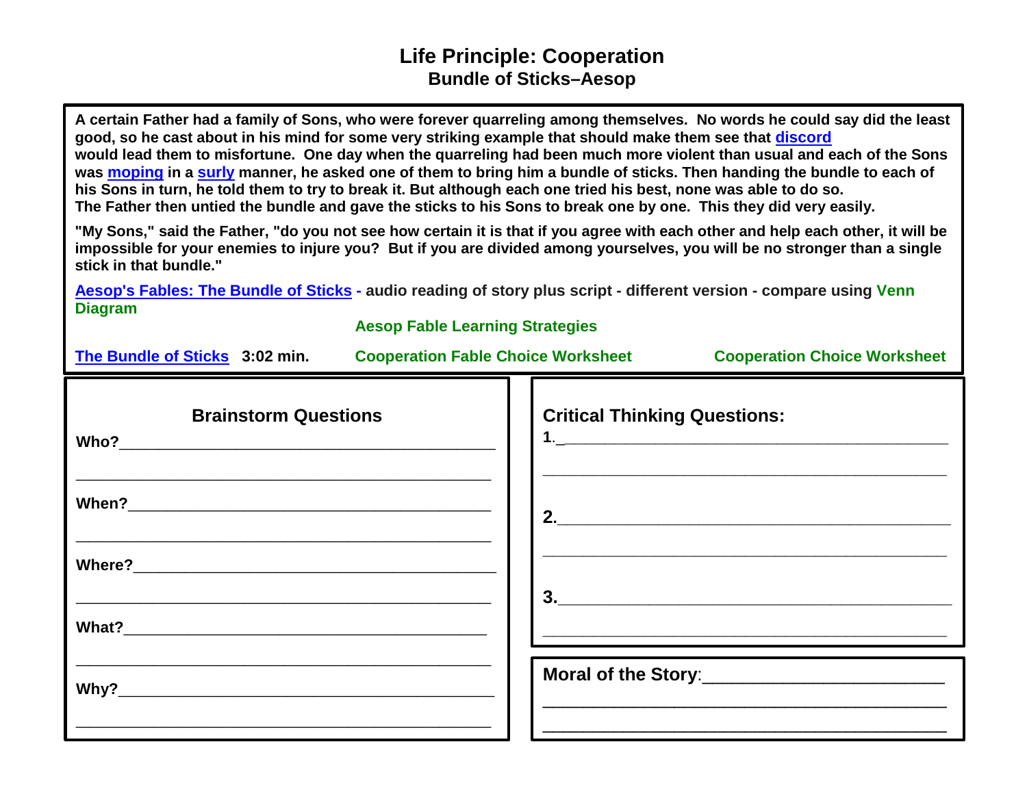# Life Principle: Cooperation

## Bundle of Sticks–Aesop

**A certain Father had a family of Sons, who were forever quarreling among themselves. No words he could say did the least good, so he cast about in his mind for some very striking example that should make them see that discord would lead them to misfortune. One day when the quarreling had been much more violent than usual and each of the Sons was moping in a surly manner, he asked one of them to bring him a bundle of sticks. Then handing the bundle to each of his Sons in turn, he told them to try to break it. But although each one tried his best, none was able to do so. The Father then untied the bundle and gave the sticks to his Sons to break one by one. This they did very easily.**

**"My Sons," said the Father, "do you not see how certain it is that if you agree with each other and help each other, it will be impossible for your enemies to injure you? But if you are divided among yourselves, you will be no stronger than a single stick in that bundle."**

**Aesop's Fables: The Bundle of Sticks - audio reading of story plus script - different version - compare using Venn Diagram**

**Aesop Fable Learning Strategies**

**The Bundle of Sticks 3:02 min.** **Cooperation Fable Choice Worksheet** **Cooperation Choice Worksheet**

### Brainstorm Questions

**Who?**______________________________________________

______________________________________________

**When?**______________________________________________

______________________________________________

**Where?**______________________________________________

______________________________________________

**What?**______________________________________________

______________________________________________

**Why?**______________________________________________

______________________________________________

### Critical Thinking Questions:

1.______________________________________________

______________________________________________

2.______________________________________________

______________________________________________

3.______________________________________________

______________________________________________

**Moral of the Story**:______________________________

______________________________________________

______________________________________________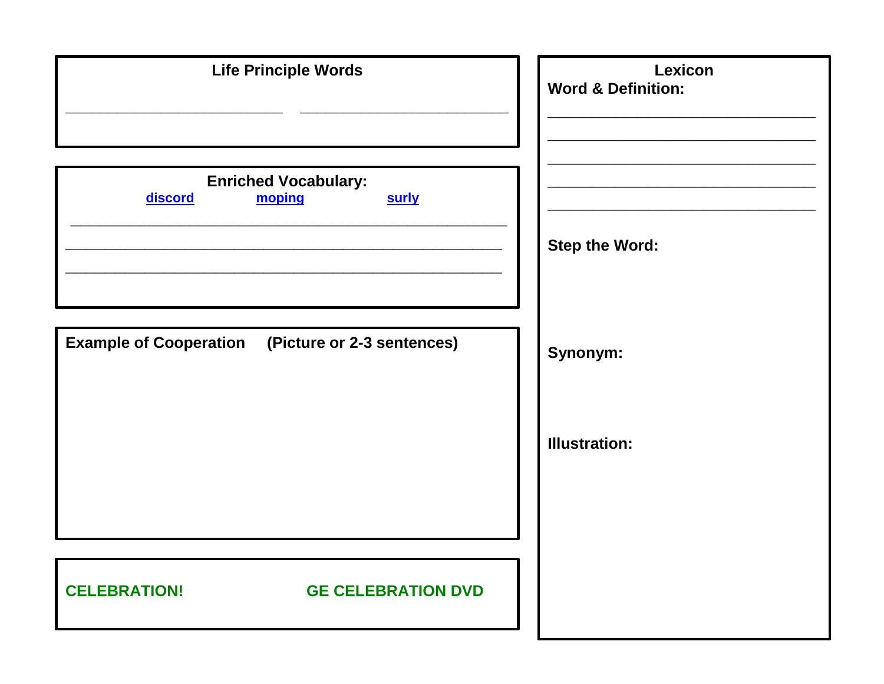**Life Principle Words**

_____________________________ _____________________________

**Enriched Vocabulary:**

discord moping surly

___________________________________________________________

___________________________________________________________

___________________________________________________________

**Example of Cooperation (Picture or 2-3 sentences)**

**CELEBRATION!** **GE CELEBRATION DVD**

**Lexicon**

**Word & Definition:**

____________________________________

____________________________________

____________________________________

____________________________________

____________________________________

**Step the Word:**

**Synonym:**

**Illustration:**